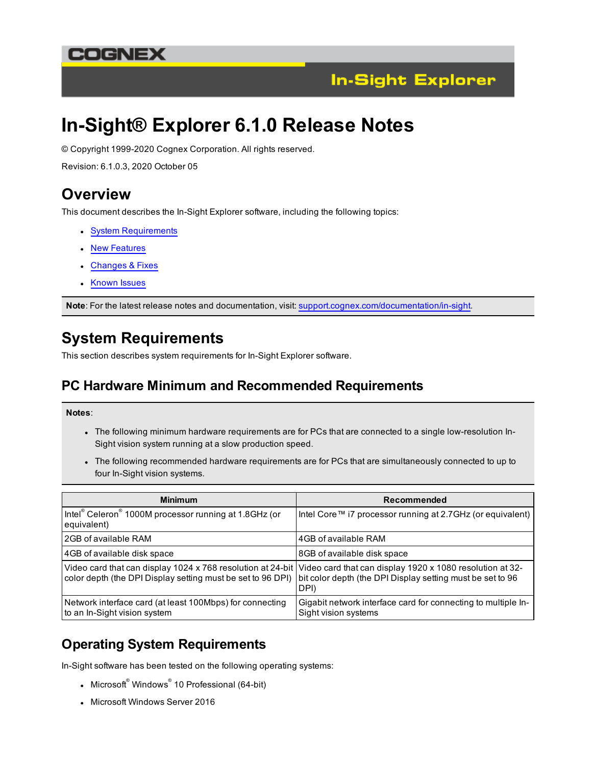# In-Sight® Explorer 6.1.0 Release Notes

© Copyright 1999-2020 Cognex Corporation. All rights reserved.

Revision: 6.1.0.3, 2020 October 05

## Overview

This document describes the In-Sight Explorer software, including the following topics:

- System Requirements
- New Features
- Changes & Fixes
- Known Issues

**Note**: For the latest release notes and documentation, visit: support.cognex.com/documentation/in-sight.

## System Requirements

This section describes system requirements for In-Sight Explorer software.

### PC Hardware Minimum and Recommended Requirements

**Notes**:

- The following minimum hardware requirements are for PCs that are connected to a single low-resolution In-Sight vision system running at a slow production speed.
- The following recommended hardware requirements are for PCs that are simultaneously connected to up to four In-Sight vision systems.

| Minimum | Recommended |
|---|---|
| Intel® Celeron® 1000M processor running at 1.8GHz (or equivalent) | Intel Core™ i7 processor running at 2.7GHz (or equivalent) |
| 2GB of available RAM | 4GB of available RAM |
| 4GB of available disk space | 8GB of available disk space |
| Video card that can display 1024 x 768 resolution at 24-bit color depth (the DPI Display setting must be set to 96 DPI) | Video card that can display 1920 x 1080 resolution at 32-bit color depth (the DPI Display setting must be set to 96 DPI) |
| Network interface card (at least 100Mbps) for connecting to an In-Sight vision system | Gigabit network interface card for connecting to multiple In-Sight vision systems |

### Operating System Requirements

In-Sight software has been tested on the following operating systems:

- Microsoft® Windows® 10 Professional (64-bit)
- Microsoft Windows Server 2016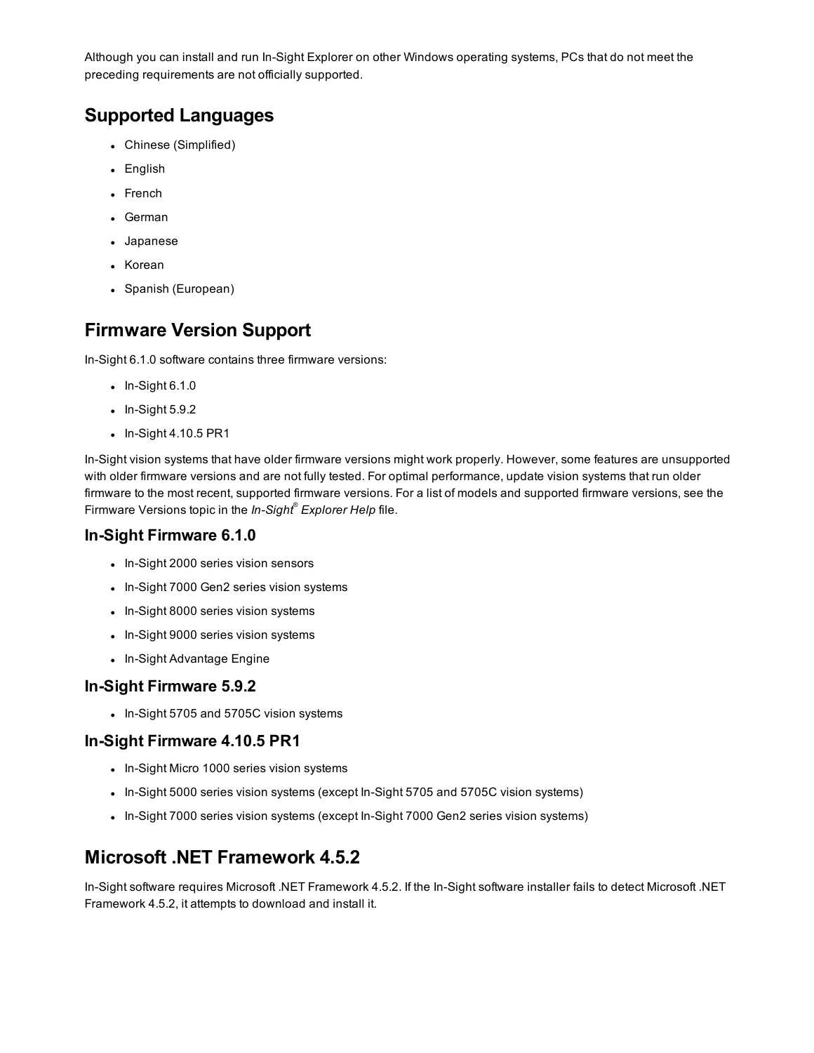Although you can install and run In-Sight Explorer on other Windows operating systems, PCs that do not meet the preceding requirements are not officially supported.

## Supported Languages

- Chinese (Simplified)
- English
- French
- German
- Japanese
- Korean
- Spanish (European)

## Firmware Version Support

In-Sight 6.1.0 software contains three firmware versions:

- In-Sight 6.1.0
- In-Sight 5.9.2
- In-Sight 4.10.5 PR1

In-Sight vision systems that have older firmware versions might work properly. However, some features are unsupported with older firmware versions and are not fully tested. For optimal performance, update vision systems that run older firmware to the most recent, supported firmware versions. For a list of models and supported firmware versions, see the Firmware Versions topic in the *In-Sight® Explorer Help* file.

### In-Sight Firmware 6.1.0

- In-Sight 2000 series vision sensors
- In-Sight 7000 Gen2 series vision systems
- In-Sight 8000 series vision systems
- In-Sight 9000 series vision systems
- In-Sight Advantage Engine

### In-Sight Firmware 5.9.2

- In-Sight 5705 and 5705C vision systems

### In-Sight Firmware 4.10.5 PR1

- In-Sight Micro 1000 series vision systems
- In-Sight 5000 series vision systems (except In-Sight 5705 and 5705C vision systems)
- In-Sight 7000 series vision systems (except In-Sight 7000 Gen2 series vision systems)

## Microsoft .NET Framework 4.5.2

In-Sight software requires Microsoft .NET Framework 4.5.2. If the In-Sight software installer fails to detect Microsoft .NET Framework 4.5.2, it attempts to download and install it.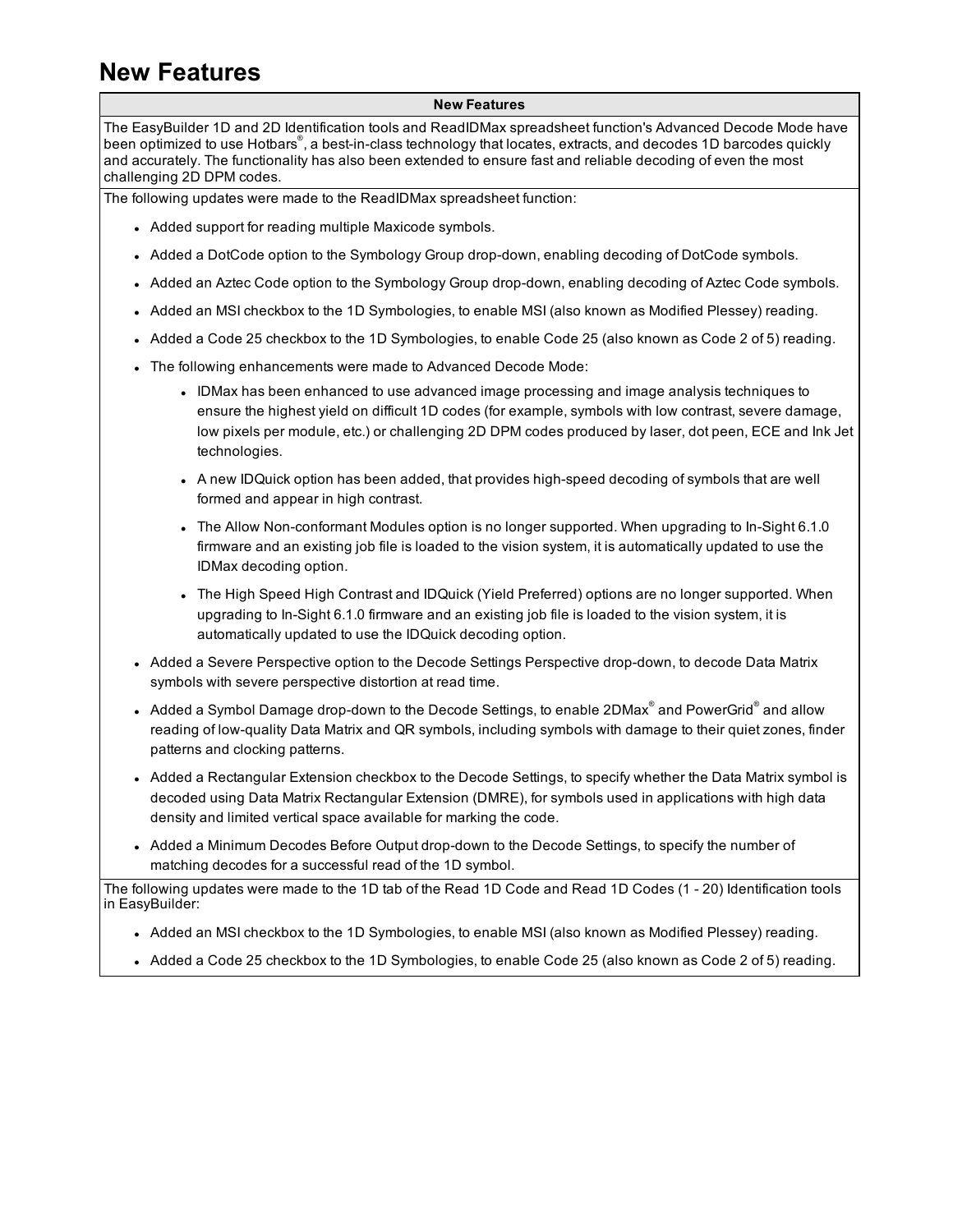# New Features

| New Features |
| --- |
| The EasyBuilder 1D and 2D Identification tools and ReadIDMax spreadsheet function's Advanced Decode Mode have been optimized to use Hotbars®, a best-in-class technology that locates, extracts, and decodes 1D barcodes quickly and accurately. The functionality has also been extended to ensure fast and reliable decoding of even the most challenging 2D DPM codes. |
| The following updates were made to the ReadIDMax spreadsheet function:<br><ul><li>Added support for reading multiple Maxicode symbols.</li><li>Added a DotCode option to the Symbology Group drop-down, enabling decoding of DotCode symbols.</li><li>Added an Aztec Code option to the Symbology Group drop-down, enabling decoding of Aztec Code symbols.</li><li>Added an MSI checkbox to the 1D Symbologies, to enable MSI (also known as Modified Plessey) reading.</li><li>Added a Code 25 checkbox to the 1D Symbologies, to enable Code 25 (also known as Code 2 of 5) reading.</li><li>The following enhancements were made to Advanced Decode Mode:<ul><li>IDMax has been enhanced to use advanced image processing and image analysis techniques to ensure the highest yield on difficult 1D codes (for example, symbols with low contrast, severe damage, low pixels per module, etc.) or challenging 2D DPM codes produced by laser, dot peen, ECE and Ink Jet technologies.</li><li>A new IDQuick option has been added, that provides high-speed decoding of symbols that are well formed and appear in high contrast.</li><li>The Allow Non-conformant Modules option is no longer supported. When upgrading to In-Sight 6.1.0 firmware and an existing job file is loaded to the vision system, it is automatically updated to use the IDMax decoding option.</li><li>The High Speed High Contrast and IDQuick (Yield Preferred) options are no longer supported. When upgrading to In-Sight 6.1.0 firmware and an existing job file is loaded to the vision system, it is automatically updated to use the IDQuick decoding option.</li></ul></li><li>Added a Severe Perspective option to the Decode Settings Perspective drop-down, to decode Data Matrix symbols with severe perspective distortion at read time.</li><li>Added a Symbol Damage drop-down to the Decode Settings, to enable 2DMax® and PowerGrid® and allow reading of low-quality Data Matrix and QR symbols, including symbols with damage to their quiet zones, finder patterns and clocking patterns.</li><li>Added a Rectangular Extension checkbox to the Decode Settings, to specify whether the Data Matrix symbol is decoded using Data Matrix Rectangular Extension (DMRE), for symbols used in applications with high data density and limited vertical space available for marking the code.</li><li>Added a Minimum Decodes Before Output drop-down to the Decode Settings, to specify the number of matching decodes for a successful read of the 1D symbol.</li></ul> |
| The following updates were made to the 1D tab of the Read 1D Code and Read 1D Codes (1 - 20) Identification tools in EasyBuilder:<br><ul><li>Added an MSI checkbox to the 1D Symbologies, to enable MSI (also known as Modified Plessey) reading.</li><li>Added a Code 25 checkbox to the 1D Symbologies, to enable Code 25 (also known as Code 2 of 5) reading.</li></ul> |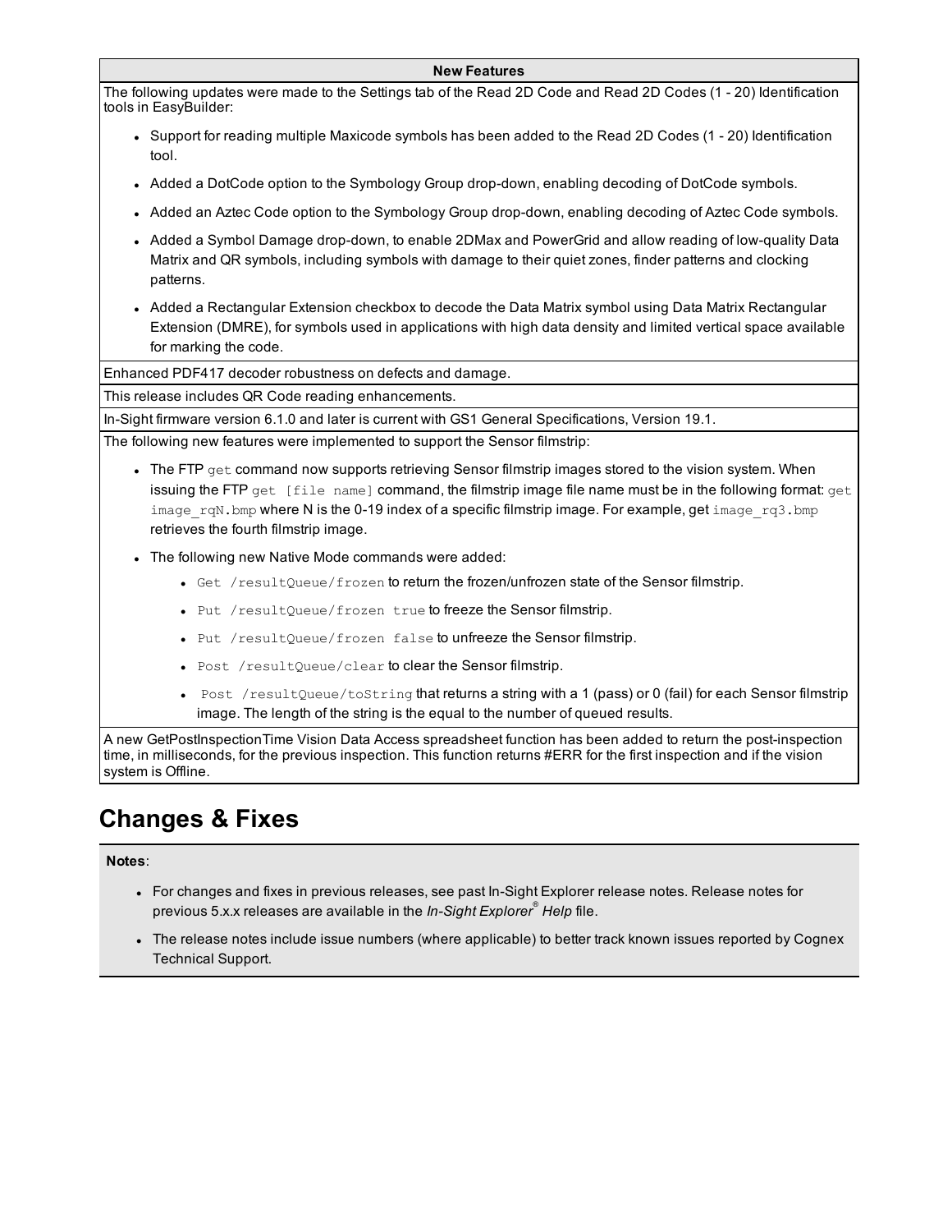| New Features |
| --- |
| The following updates were made to the Settings tab of the Read 2D Code and Read 2D Codes (1 - 20) Identification tools in EasyBuilder:<br>• Support for reading multiple Maxicode symbols has been added to the Read 2D Codes (1 - 20) Identification tool.<br>• Added a DotCode option to the Symbology Group drop-down, enabling decoding of DotCode symbols.<br>• Added an Aztec Code option to the Symbology Group drop-down, enabling decoding of Aztec Code symbols.<br>• Added a Symbol Damage drop-down, to enable 2DMax and PowerGrid and allow reading of low-quality Data Matrix and QR symbols, including symbols with damage to their quiet zones, finder patterns and clocking patterns.<br>• Added a Rectangular Extension checkbox to decode the Data Matrix symbol using Data Matrix Rectangular Extension (DMRE), for symbols used in applications with high data density and limited vertical space available for marking the code. |
| Enhanced PDF417 decoder robustness on defects and damage. |
| This release includes QR Code reading enhancements. |
| In-Sight firmware version 6.1.0 and later is current with GS1 General Specifications, Version 19.1. |
| The following new features were implemented to support the Sensor filmstrip:<br>• The FTP `get` command now supports retrieving Sensor filmstrip images stored to the vision system. When issuing the FTP `get [file name]` command, the filmstrip image file name must be in the following format: `get image_rqN.bmp` where N is the 0-19 index of a specific filmstrip image. For example, get `image_rq3.bmp` retrieves the fourth filmstrip image.<br>• The following new Native Mode commands were added:<br>  ◦ `Get /resultQueue/frozen` to return the frozen/unfrozen state of the Sensor filmstrip.<br>  ◦ `Put /resultQueue/frozen true` to freeze the Sensor filmstrip.<br>  ◦ `Put /resultQueue/frozen false` to unfreeze the Sensor filmstrip.<br>  ◦ `Post /resultQueue/clear` to clear the Sensor filmstrip.<br>  ◦ `Post /resultQueue/toString` that returns a string with a 1 (pass) or 0 (fail) for each Sensor filmstrip image. The length of the string is the equal to the number of queued results. |
| A new GetPostInspectionTime Vision Data Access spreadsheet function has been added to return the post-inspection time, in milliseconds, for the previous inspection. This function returns #ERR for the first inspection and if the vision system is Offline. |

# Changes & Fixes

**Notes**:

- For changes and fixes in previous releases, see past In-Sight Explorer release notes. Release notes for previous 5.x.x releases are available in the *In-Sight Explorer® Help* file.
- The release notes include issue numbers (where applicable) to better track known issues reported by Cognex Technical Support.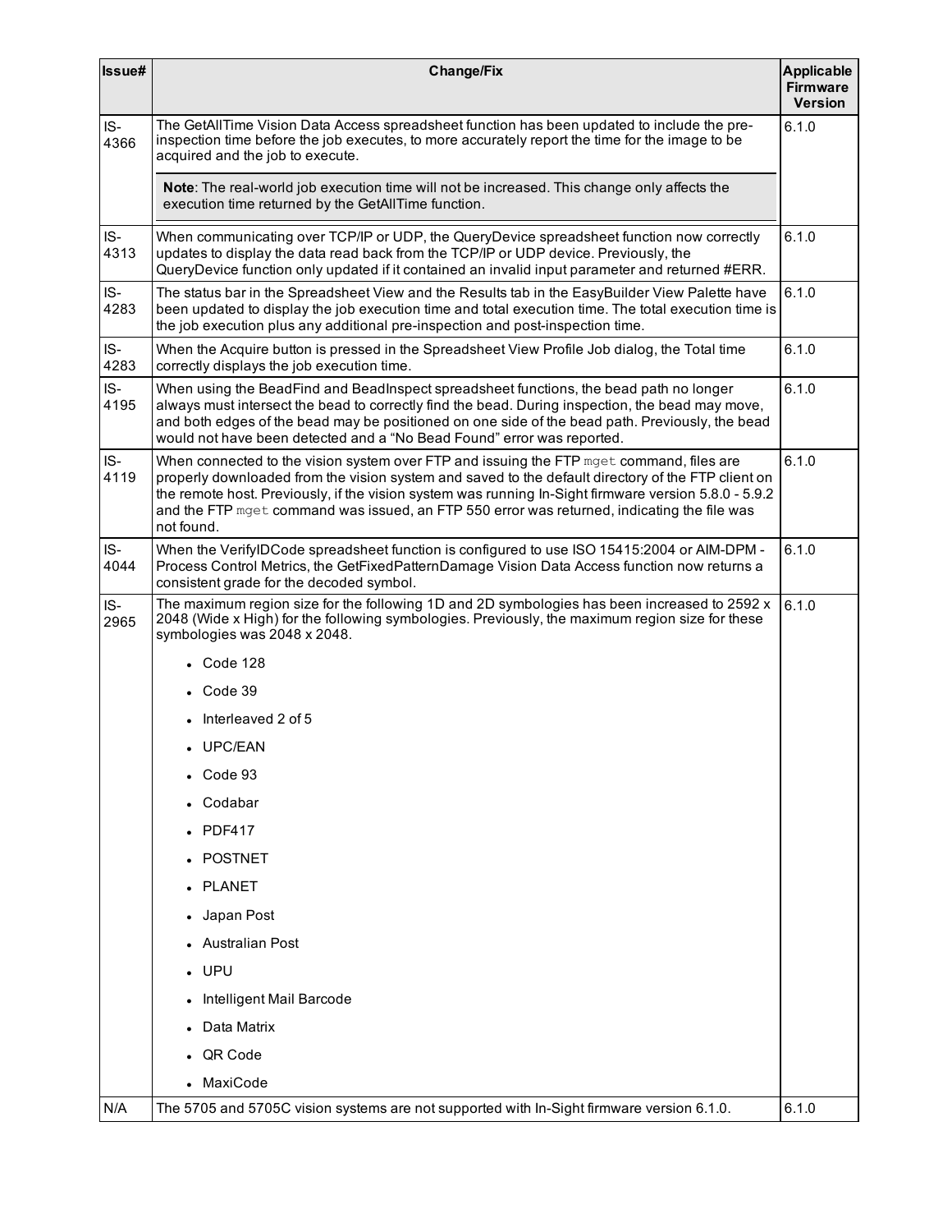| Issue# | Change/Fix | Applicable Firmware Version |
|---|---|---|
| IS-4366 | The GetAllTime Vision Data Access spreadsheet function has been updated to include the pre-inspection time before the job executes, to more accurately report the time for the image to be acquired and the job to execute.<br><br>**Note**: The real-world job execution time will not be increased. This change only affects the execution time returned by the GetAllTime function. | 6.1.0 |
| IS-4313 | When communicating over TCP/IP or UDP, the QueryDevice spreadsheet function now correctly updates to display the data read back from the TCP/IP or UDP device. Previously, the QueryDevice function only updated if it contained an invalid input parameter and returned #ERR. | 6.1.0 |
| IS-4283 | The status bar in the Spreadsheet View and the Results tab in the EasyBuilder View Palette have been updated to display the job execution time and total execution time. The total execution time is the job execution plus any additional pre-inspection and post-inspection time. | 6.1.0 |
| IS-4283 | When the Acquire button is pressed in the Spreadsheet View Profile Job dialog, the Total time correctly displays the job execution time. | 6.1.0 |
| IS-4195 | When using the BeadFind and BeadInspect spreadsheet functions, the bead path no longer always must intersect the bead to correctly find the bead. During inspection, the bead may move, and both edges of the bead may be positioned on one side of the bead path. Previously, the bead would not have been detected and a "No Bead Found" error was reported. | 6.1.0 |
| IS-4119 | When connected to the vision system over FTP and issuing the FTP `mget` command, files are properly downloaded from the vision system and saved to the default directory of the FTP client on the remote host. Previously, if the vision system was running In-Sight firmware version 5.8.0 - 5.9.2 and the FTP `mget` command was issued, an FTP 550 error was returned, indicating the file was not found. | 6.1.0 |
| IS-4044 | When the VerifyIDCode spreadsheet function is configured to use ISO 15415:2004 or AIM-DPM - Process Control Metrics, the GetFixedPatternDamage Vision Data Access function now returns a consistent grade for the decoded symbol. | 6.1.0 |
| IS-2965 | The maximum region size for the following 1D and 2D symbologies has been increased to 2592 x 2048 (Wide x High) for the following symbologies. Previously, the maximum region size for these symbologies was 2048 x 2048.<br><br>• Code 128<br>• Code 39<br>• Interleaved 2 of 5<br>• UPC/EAN<br>• Code 93<br>• Codabar<br>• PDF417<br>• POSTNET<br>• PLANET<br>• Japan Post<br>• Australian Post<br>• UPU<br>• Intelligent Mail Barcode<br>• Data Matrix<br>• QR Code<br>• MaxiCode | 6.1.0 |
| N/A | The 5705 and 5705C vision systems are not supported with In-Sight firmware version 6.1.0. | 6.1.0 |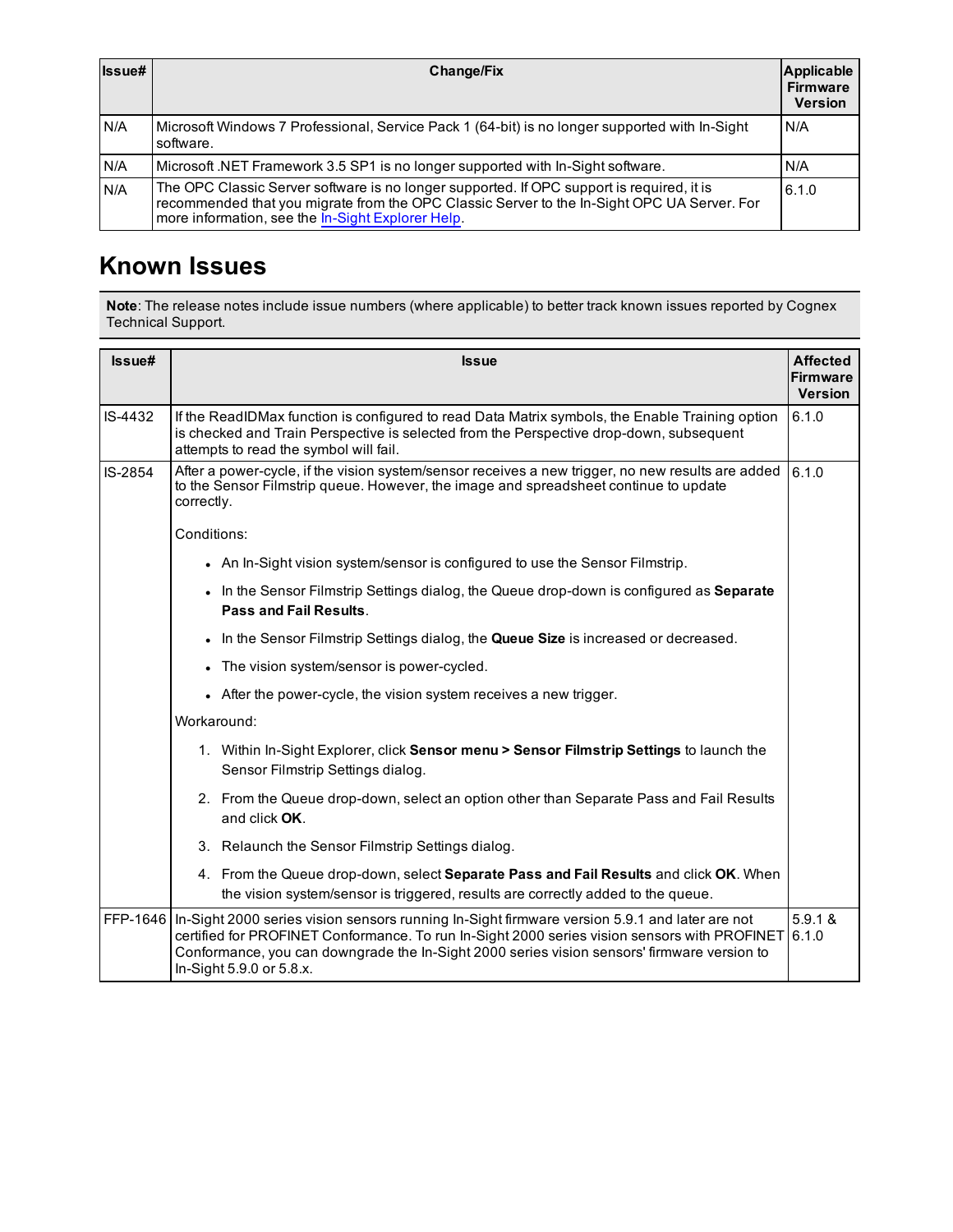| Issue# | Change/Fix | Applicable Firmware Version |
|---|---|---|
| N/A | Microsoft Windows 7 Professional, Service Pack 1 (64-bit) is no longer supported with In-Sight software. | N/A |
| N/A | Microsoft .NET Framework 3.5 SP1 is no longer supported with In-Sight software. | N/A |
| N/A | The OPC Classic Server software is no longer supported. If OPC support is required, it is recommended that you migrate from the OPC Classic Server to the In-Sight OPC UA Server. For more information, see the In-Sight Explorer Help. | 6.1.0 |

# Known Issues

**Note**: The release notes include issue numbers (where applicable) to better track known issues reported by Cognex Technical Support.

| Issue# | Issue | Affected Firmware Version |
|---|---|---|
| IS-4432 | If the ReadIDMax function is configured to read Data Matrix symbols, the Enable Training option is checked and Train Perspective is selected from the Perspective drop-down, subsequent attempts to read the symbol will fail. | 6.1.0 |
| IS-2854 | After a power-cycle, if the vision system/sensor receives a new trigger, no new results are added to the Sensor Filmstrip queue. However, the image and spreadsheet continue to update correctly.<br><br>Conditions:<br>• An In-Sight vision system/sensor is configured to use the Sensor Filmstrip.<br>• In the Sensor Filmstrip Settings dialog, the Queue drop-down is configured as **Separate Pass and Fail Results**.<br>• In the Sensor Filmstrip Settings dialog, the **Queue Size** is increased or decreased.<br>• The vision system/sensor is power-cycled.<br>• After the power-cycle, the vision system receives a new trigger.<br><br>Workaround:<br>1. Within In-Sight Explorer, click **Sensor menu > Sensor Filmstrip Settings** to launch the Sensor Filmstrip Settings dialog.<br>2. From the Queue drop-down, select an option other than Separate Pass and Fail Results and click **OK**.<br>3. Relaunch the Sensor Filmstrip Settings dialog.<br>4. From the Queue drop-down, select **Separate Pass and Fail Results** and click **OK**. When the vision system/sensor is triggered, results are correctly added to the queue. | 6.1.0 |
| FFP-1646 | In-Sight 2000 series vision sensors running In-Sight firmware version 5.9.1 and later are not certified for PROFINET Conformance. To run In-Sight 2000 series vision sensors with PROFINET Conformance, you can downgrade the In-Sight 2000 series vision sensors' firmware version to In-Sight 5.9.0 or 5.8.x. | 5.9.1 & 6.1.0 |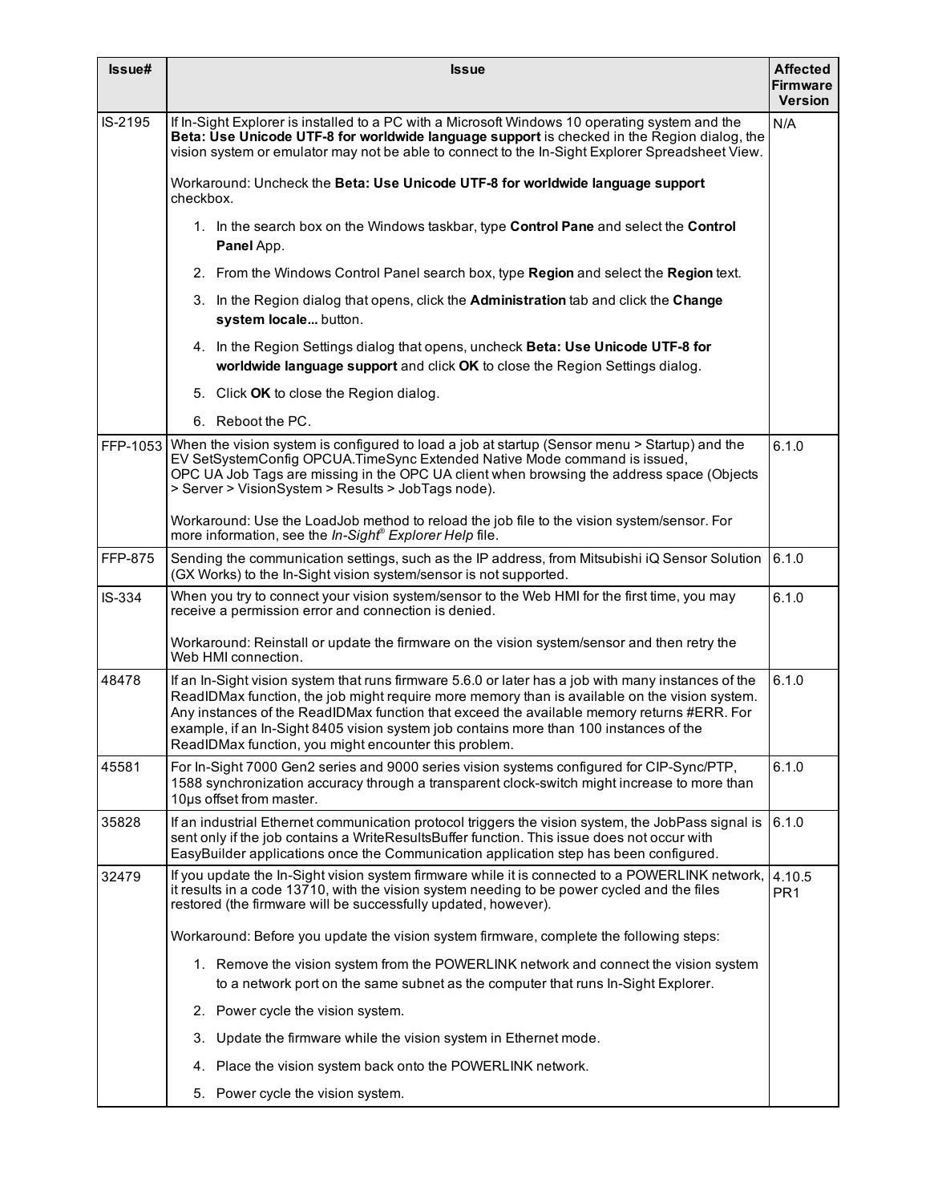| Issue# | Issue | Affected Firmware Version |
|---|---|---|
| IS-2195 | If In-Sight Explorer is installed to a PC with a Microsoft Windows 10 operating system and the **Beta: Use Unicode UTF-8 for worldwide language support** is checked in the Region dialog, the vision system or emulator may not be able to connect to the In-Sight Explorer Spreadsheet View.<br><br>Workaround: Uncheck the **Beta: Use Unicode UTF-8 for worldwide language support** checkbox.<br><br>1. In the search box on the Windows taskbar, type **Control Pane** and select the **Control Panel** App.<br>2. From the Windows Control Panel search box, type **Region** and select the **Region** text.<br>3. In the Region dialog that opens, click the **Administration** tab and click the **Change system locale...** button.<br>4. In the Region Settings dialog that opens, uncheck **Beta: Use Unicode UTF-8 for worldwide language support** and click **OK** to close the Region Settings dialog.<br>5. Click **OK** to close the Region dialog.<br>6. Reboot the PC. | N/A |
| FFP-1053 | When the vision system is configured to load a job at startup (Sensor menu > Startup) and the EV SetSystemConfig OPCUA.TimeSync Extended Native Mode command is issued, OPC UA Job Tags are missing in the OPC UA client when browsing the address space (Objects > Server > VisionSystem > Results > JobTags node).<br><br>Workaround: Use the LoadJob method to reload the job file to the vision system/sensor. For more information, see the *In-Sight® Explorer Help* file. | 6.1.0 |
| FFP-875 | Sending the communication settings, such as the IP address, from Mitsubishi iQ Sensor Solution (GX Works) to the In-Sight vision system/sensor is not supported. | 6.1.0 |
| IS-334 | When you try to connect your vision system/sensor to the Web HMI for the first time, you may receive a permission error and connection is denied.<br><br>Workaround: Reinstall or update the firmware on the vision system/sensor and then retry the Web HMI connection. | 6.1.0 |
| 48478 | If an In-Sight vision system that runs firmware 5.6.0 or later has a job with many instances of the ReadIDMax function, the job might require more memory than is available on the vision system. Any instances of the ReadIDMax function that exceed the available memory returns #ERR. For example, if an In-Sight 8405 vision system job contains more than 100 instances of the ReadIDMax function, you might encounter this problem. | 6.1.0 |
| 45581 | For In-Sight 7000 Gen2 series and 9000 series vision systems configured for CIP-Sync/PTP, 1588 synchronization accuracy through a transparent clock-switch might increase to more than 10µs offset from master. | 6.1.0 |
| 35828 | If an industrial Ethernet communication protocol triggers the vision system, the JobPass signal is sent only if the job contains a WriteResultsBuffer function. This issue does not occur with EasyBuilder applications once the Communication application step has been configured. | 6.1.0 |
| 32479 | If you update the In-Sight vision system firmware while it is connected to a POWERLINK network, it results in a code 13710, with the vision system needing to be power cycled and the files restored (the firmware will be successfully updated, however).<br><br>Workaround: Before you update the vision system firmware, complete the following steps:<br><br>1. Remove the vision system from the POWERLINK network and connect the vision system to a network port on the same subnet as the computer that runs In-Sight Explorer.<br>2. Power cycle the vision system.<br>3. Update the firmware while the vision system in Ethernet mode.<br>4. Place the vision system back onto the POWERLINK network.<br>5. Power cycle the vision system. | 4.10.5 PR1 |